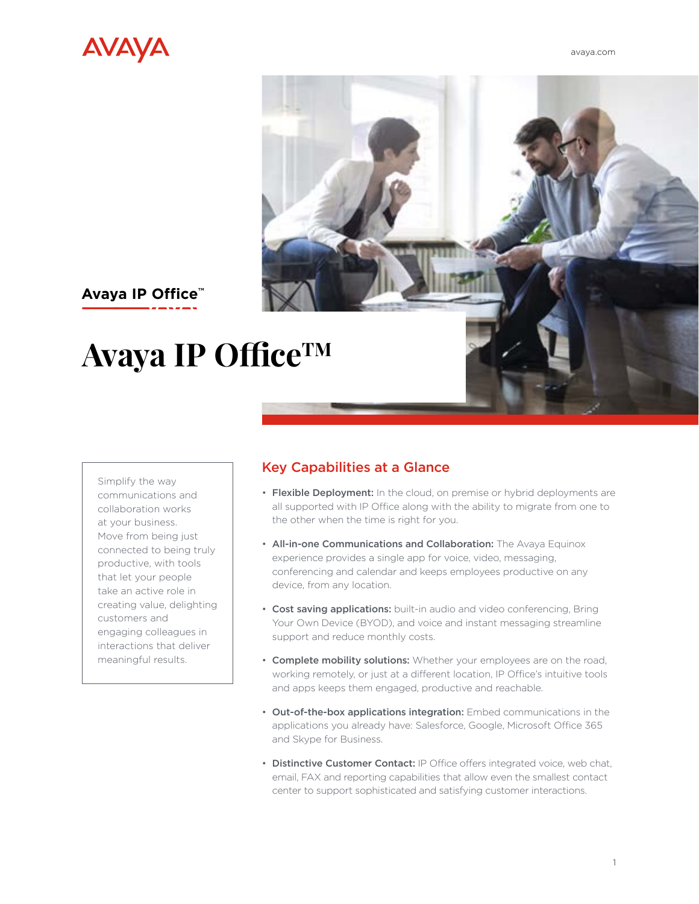Avaya IP Office™

# Avaya IP Office™

Simplify the way communications and collaboration works at your business. Move from being just connected to being truly productive, with tools that let your people take an active role in creating value, delighting customers and engaging colleagues in interactions that deliver meaningful results.

## Key Capabilities at a Glance

- **Flexible Deployment:** In the cloud, on premise or hybrid deployments are all supported with IP Office along with the ability to migrate from one to the other when the time is right for you.
- **All-in-one Communications and Collaboration:** The Avaya Equinox experience provides a single app for voice, video, messaging, conferencing and calendar and keeps employees productive on any device, from any location.
- **Cost saving applications:** built-in audio and video conferencing, Bring Your Own Device (BYOD), and voice and instant messaging streamline support and reduce monthly costs.
- **Complete mobility solutions:** Whether your employees are on the road, working remotely, or just at a different location, IP Office's intuitive tools and apps keeps them engaged, productive and reachable.
- **Out-of-the-box applications integration:** Embed communications in the applications you already have: Salesforce, Google, Microsoft Office 365 and Skype for Business.
- **Distinctive Customer Contact:** IP Office offers integrated voice, web chat, email, FAX and reporting capabilities that allow even the smallest contact center to support sophisticated and satisfying customer interactions.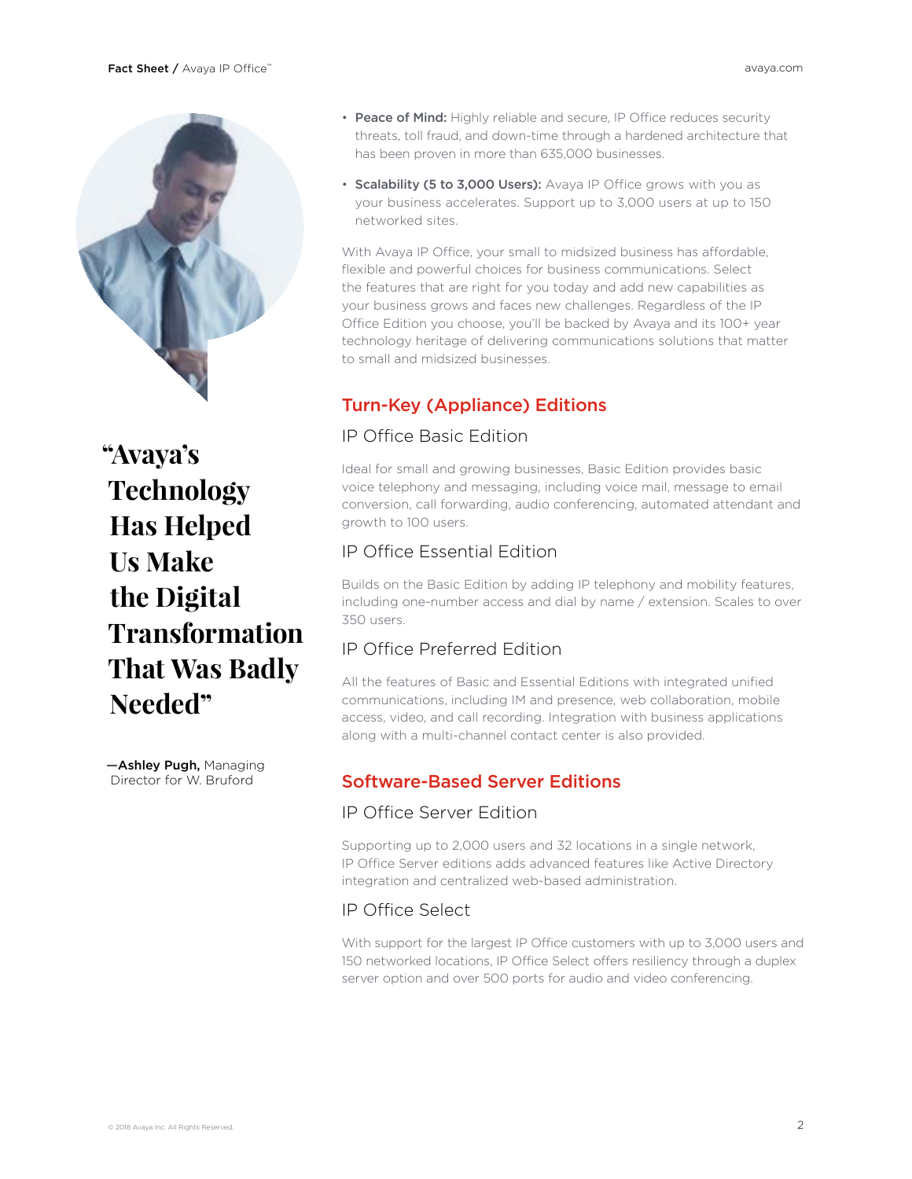> “Avaya’s Technology Has Helped Us Make the Digital Transformation That Was Badly Needed”
>
> —**Ashley Pugh,** Managing Director for W. Bruford

- **Peace of Mind:** Highly reliable and secure, IP Office reduces security threats, toll fraud, and down-time through a hardened architecture that has been proven in more than 635,000 businesses.
- **Scalability (5 to 3,000 Users):** Avaya IP Office grows with you as your business accelerates. Support up to 3,000 users at up to 150 networked sites.

With Avaya IP Office, your small to midsized business has affordable, flexible and powerful choices for business communications. Select the features that are right for you today and add new capabilities as your business grows and faces new challenges. Regardless of the IP Office Edition you choose, you’ll be backed by Avaya and its 100+ year technology heritage of delivering communications solutions that matter to small and midsized businesses.

## Turn-Key (Appliance) Editions

### IP Office Basic Edition

Ideal for small and growing businesses, Basic Edition provides basic voice telephony and messaging, including voice mail, message to email conversion, call forwarding, audio conferencing, automated attendant and growth to 100 users.

### IP Office Essential Edition

Builds on the Basic Edition by adding IP telephony and mobility features, including one-number access and dial by name / extension. Scales to over 350 users.

### IP Office Preferred Edition

All the features of Basic and Essential Editions with integrated unified communications, including IM and presence, web collaboration, mobile access, video, and call recording. Integration with business applications along with a multi-channel contact center is also provided.

## Software-Based Server Editions

### IP Office Server Edition

Supporting up to 2,000 users and 32 locations in a single network, IP Office Server editions adds advanced features like Active Directory integration and centralized web-based administration.

### IP Office Select

With support for the largest IP Office customers with up to 3,000 users and 150 networked locations, IP Office Select offers resiliency through a duplex server option and over 500 ports for audio and video conferencing.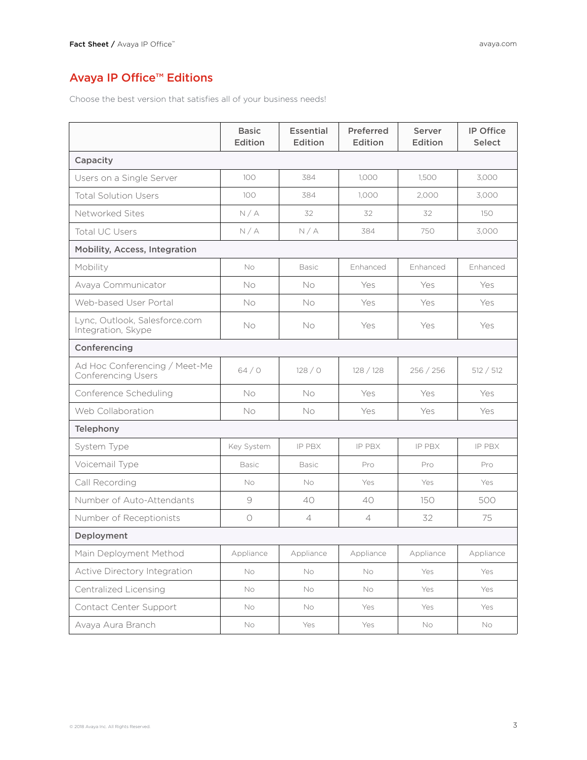## Avaya IP Office™ Editions

Choose the best version that satisfies all of your business needs!

| | Basic Edition | Essential Edition | Preferred Edition | Server Edition | IP Office Select |
|---|---|---|---|---|---|
| **Capacity** | | | | | |
| Users on a Single Server | 100 | 384 | 1,000 | 1,500 | 3,000 |
| Total Solution Users | 100 | 384 | 1,000 | 2,000 | 3,000 |
| Networked Sites | N / A | 32 | 32 | 32 | 150 |
| Total UC Users | N / A | N / A | 384 | 750 | 3,000 |
| **Mobility, Access, Integration** | | | | | |
| Mobility | No | Basic | Enhanced | Enhanced | Enhanced |
| Avaya Communicator | No | No | Yes | Yes | Yes |
| Web-based User Portal | No | No | Yes | Yes | Yes |
| Lync, Outlook, Salesforce.com Integration, Skype | No | No | Yes | Yes | Yes |
| **Conferencing** | | | | | |
| Ad Hoc Conferencing / Meet-Me Conferencing Users | 64 / 0 | 128 / 0 | 128 / 128 | 256 / 256 | 512 / 512 |
| Conference Scheduling | No | No | Yes | Yes | Yes |
| Web Collaboration | No | No | Yes | Yes | Yes |
| **Telephony** | | | | | |
| System Type | Key System | IP PBX | IP PBX | IP PBX | IP PBX |
| Voicemail Type | Basic | Basic | Pro | Pro | Pro |
| Call Recording | No | No | Yes | Yes | Yes |
| Number of Auto-Attendants | 9 | 40 | 40 | 150 | 500 |
| Number of Receptionists | 0 | 4 | 4 | 32 | 75 |
| **Deployment** | | | | | |
| Main Deployment Method | Appliance | Appliance | Appliance | Appliance | Appliance |
| Active Directory Integration | No | No | No | Yes | Yes |
| Centralized Licensing | No | No | No | Yes | Yes |
| Contact Center Support | No | No | Yes | Yes | Yes |
| Avaya Aura Branch | No | Yes | Yes | No | No |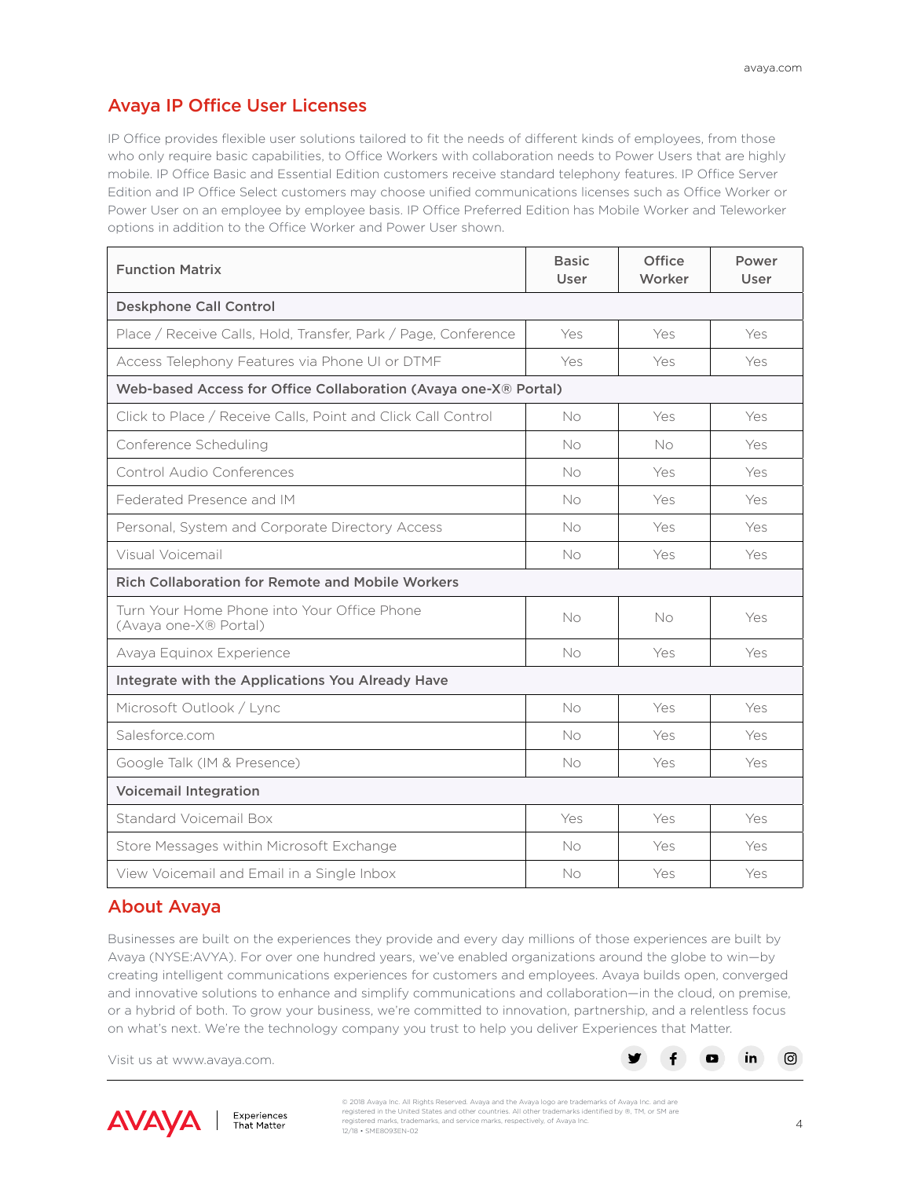## Avaya IP Office User Licenses

IP Office provides flexible user solutions tailored to fit the needs of different kinds of employees, from those who only require basic capabilities, to Office Workers with collaboration needs to Power Users that are highly mobile. IP Office Basic and Essential Edition customers receive standard telephony features. IP Office Server Edition and IP Office Select customers may choose unified communications licenses such as Office Worker or Power User on an employee by employee basis. IP Office Preferred Edition has Mobile Worker and Teleworker options in addition to the Office Worker and Power User shown.

| Function Matrix | Basic User | Office Worker | Power User |
|---|---|---|---|
| **Deskphone Call Control** | | | |
| Place / Receive Calls, Hold, Transfer, Park / Page, Conference | Yes | Yes | Yes |
| Access Telephony Features via Phone UI or DTMF | Yes | Yes | Yes |
| **Web-based Access for Office Collaboration (Avaya one-X® Portal)** | | | |
| Click to Place / Receive Calls, Point and Click Call Control | No | Yes | Yes |
| Conference Scheduling | No | No | Yes |
| Control Audio Conferences | No | Yes | Yes |
| Federated Presence and IM | No | Yes | Yes |
| Personal, System and Corporate Directory Access | No | Yes | Yes |
| Visual Voicemail | No | Yes | Yes |
| **Rich Collaboration for Remote and Mobile Workers** | | | |
| Turn Your Home Phone into Your Office Phone (Avaya one-X® Portal) | No | No | Yes |
| Avaya Equinox Experience | No | Yes | Yes |
| **Integrate with the Applications You Already Have** | | | |
| Microsoft Outlook / Lync | No | Yes | Yes |
| Salesforce.com | No | Yes | Yes |
| Google Talk (IM & Presence) | No | Yes | Yes |
| **Voicemail Integration** | | | |
| Standard Voicemail Box | Yes | Yes | Yes |
| Store Messages within Microsoft Exchange | No | Yes | Yes |
| View Voicemail and Email in a Single Inbox | No | Yes | Yes |

## About Avaya

Businesses are built on the experiences they provide and every day millions of those experiences are built by Avaya (NYSE:AVYA). For over one hundred years, we've enabled organizations around the globe to win—by creating intelligent communications experiences for customers and employees. Avaya builds open, converged and innovative solutions to enhance and simplify communications and collaboration—in the cloud, on premise, or a hybrid of both. To grow your business, we're committed to innovation, partnership, and a relentless focus on what's next. We're the technology company you trust to help you deliver Experiences that Matter.

Visit us at www.avaya.com.

AVAYA | Experiences That Matter

© 2018 Avaya Inc. All Rights Reserved. Avaya and the Avaya logo are trademarks of Avaya Inc. and are registered in the United States and other countries. All other trademarks identified by ®, TM, or SM are registered marks, trademarks, and service marks, respectively, of Avaya Inc.
12/18 • SME8093EN-02